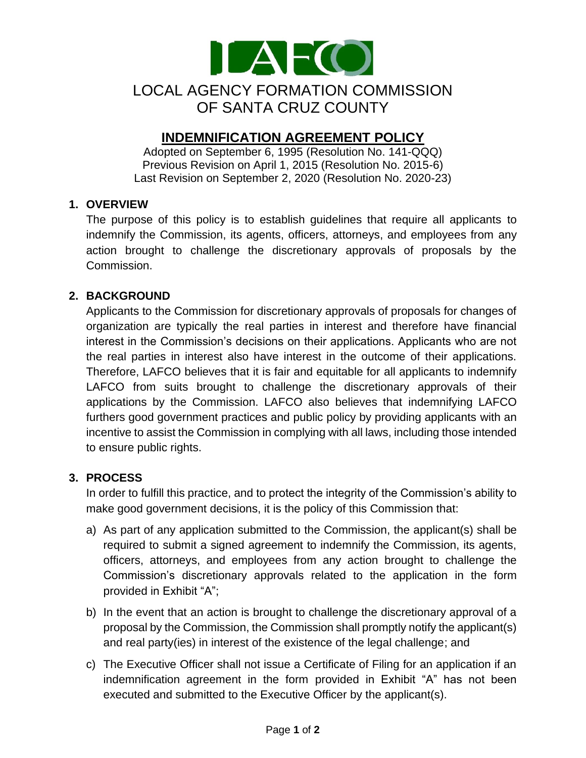# LOCAL AGENCY FORMATION COMMISSION OF SANTA CRUZ COUNTY

## INDEMNIFICATION AGREEMENT POLICY

Adopted on September 6, 1995 (Resolution No. 141-QQQ)
Previous Revision on April 1, 2015 (Resolution No. 2015-6)
Last Revision on September 2, 2020 (Resolution No. 2020-23)

### 1. OVERVIEW

The purpose of this policy is to establish guidelines that require all applicants to indemnify the Commission, its agents, officers, attorneys, and employees from any action brought to challenge the discretionary approvals of proposals by the Commission.

### 2. BACKGROUND

Applicants to the Commission for discretionary approvals of proposals for changes of organization are typically the real parties in interest and therefore have financial interest in the Commission's decisions on their applications. Applicants who are not the real parties in interest also have interest in the outcome of their applications. Therefore, LAFCO believes that it is fair and equitable for all applicants to indemnify LAFCO from suits brought to challenge the discretionary approvals of their applications by the Commission. LAFCO also believes that indemnifying LAFCO furthers good government practices and public policy by providing applicants with an incentive to assist the Commission in complying with all laws, including those intended to ensure public rights.

### 3. PROCESS

In order to fulfill this practice, and to protect the integrity of the Commission's ability to make good government decisions, it is the policy of this Commission that:

a) As part of any application submitted to the Commission, the applicant(s) shall be required to submit a signed agreement to indemnify the Commission, its agents, officers, attorneys, and employees from any action brought to challenge the Commission's discretionary approvals related to the application in the form provided in Exhibit "A";

b) In the event that an action is brought to challenge the discretionary approval of a proposal by the Commission, the Commission shall promptly notify the applicant(s) and real party(ies) in interest of the existence of the legal challenge; and

c) The Executive Officer shall not issue a Certificate of Filing for an application if an indemnification agreement in the form provided in Exhibit "A" has not been executed and submitted to the Executive Officer by the applicant(s).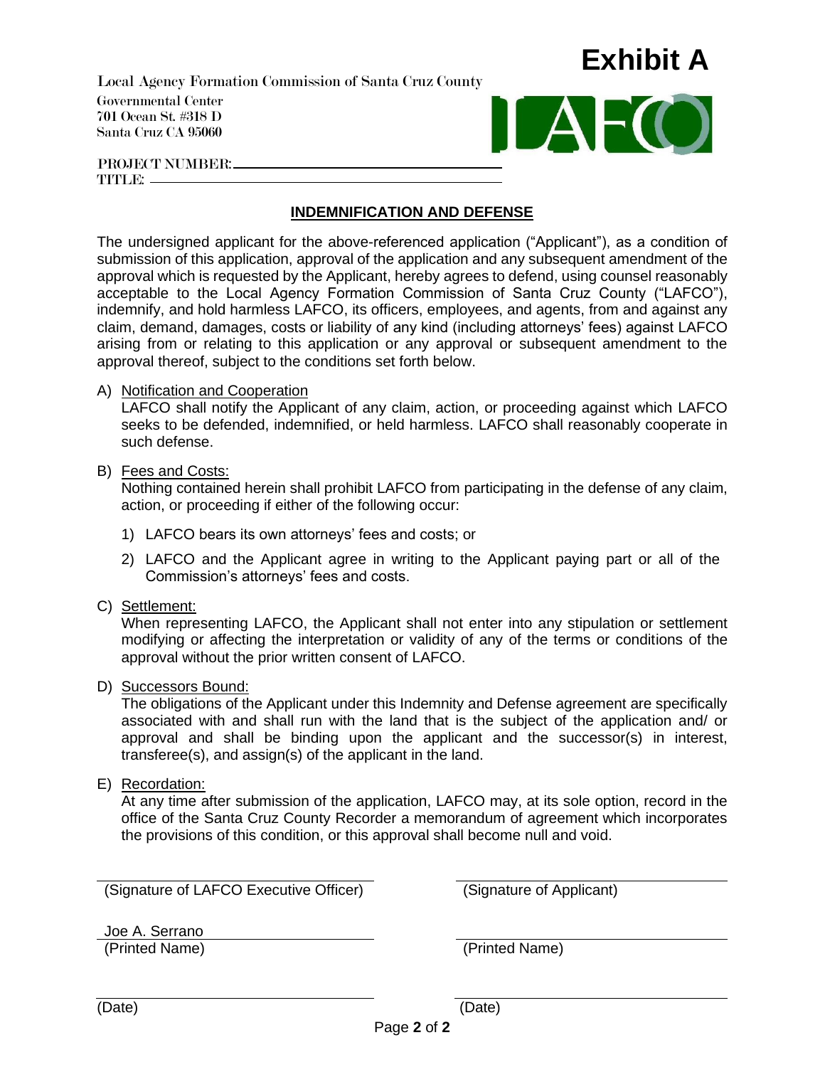# Exhibit A

Local Agency Formation Commission of Santa Cruz County

Governmental Center
701 Ocean St. #318 D
Santa Cruz CA 95060

PROJECT NUMBER: ______________________________

TITLE: ______________________________

## INDEMNIFICATION AND DEFENSE

The undersigned applicant for the above-referenced application ("Applicant"), as a condition of submission of this application, approval of the application and any subsequent amendment of the approval which is requested by the Applicant, hereby agrees to defend, using counsel reasonably acceptable to the Local Agency Formation Commission of Santa Cruz County ("LAFCO"), indemnify, and hold harmless LAFCO, its officers, employees, and agents, from and against any claim, demand, damages, costs or liability of any kind (including attorneys' fees) against LAFCO arising from or relating to this application or any approval or subsequent amendment to the approval thereof, subject to the conditions set forth below.

A) Notification and Cooperation
LAFCO shall notify the Applicant of any claim, action, or proceeding against which LAFCO seeks to be defended, indemnified, or held harmless. LAFCO shall reasonably cooperate in such defense.

B) Fees and Costs:
Nothing contained herein shall prohibit LAFCO from participating in the defense of any claim, action, or proceeding if either of the following occur:

1) LAFCO bears its own attorneys' fees and costs; or

2) LAFCO and the Applicant agree in writing to the Applicant paying part or all of the Commission's attorneys' fees and costs.

C) Settlement:
When representing LAFCO, the Applicant shall not enter into any stipulation or settlement modifying or affecting the interpretation or validity of any of the terms or conditions of the approval without the prior written consent of LAFCO.

D) Successors Bound:
The obligations of the Applicant under this Indemnity and Defense agreement are specifically associated with and shall run with the land that is the subject of the application and/ or approval and shall be binding upon the applicant and the successor(s) in interest, transferee(s), and assign(s) of the applicant in the land.

E) Recordation:
At any time after submission of the application, LAFCO may, at its sole option, record in the office of the Santa Cruz County Recorder a memorandum of agreement which incorporates the provisions of this condition, or this approval shall become null and void.

______________________________
(Signature of LAFCO Executive Officer)

Joe A. Serrano
(Printed Name)

______________________________
(Date)

______________________________
(Signature of Applicant)

______________________________
(Printed Name)

______________________________
(Date)